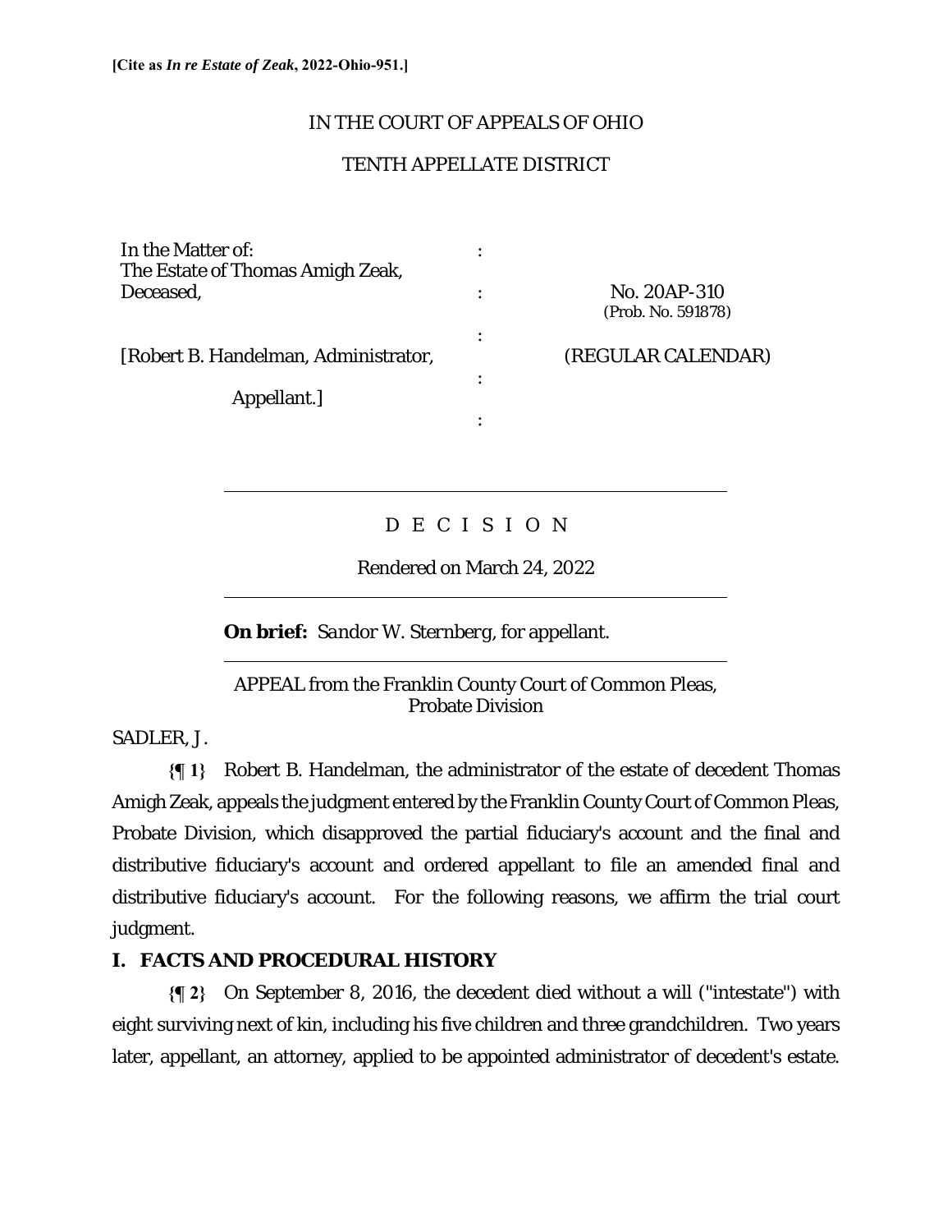[Cite as *In re Estate of Zeak*, 2022-Ohio-951.]

IN THE COURT OF APPEALS OF OHIO

TENTH APPELLATE DISTRICT

| | | |
|---|---|---|
| In the Matter of: The Estate of Thomas Amigh Zeak, Deceased, | : | No. 20AP-310 (Prob. No. 591878) |
| [Robert B. Handelman, Administrator, | : | (REGULAR CALENDAR) |
| Appellant.] | : | |

---

D E C I S I O N

Rendered on March 24, 2022

---

**On brief:** *Sandor W. Sternberg*, for appellant.

---

APPEAL from the Franklin County Court of Common Pleas, Probate Division

SADLER, J.

**{¶ 1}** Robert B. Handelman, the administrator of the estate of decedent Thomas Amigh Zeak, appeals the judgment entered by the Franklin County Court of Common Pleas, Probate Division, which disapproved the partial fiduciary's account and the final and distributive fiduciary's account and ordered appellant to file an amended final and distributive fiduciary's account. For the following reasons, we affirm the trial court judgment.

## I. FACTS AND PROCEDURAL HISTORY

**{¶ 2}** On September 8, 2016, the decedent died without a will ("intestate") with eight surviving next of kin, including his five children and three grandchildren. Two years later, appellant, an attorney, applied to be appointed administrator of decedent's estate.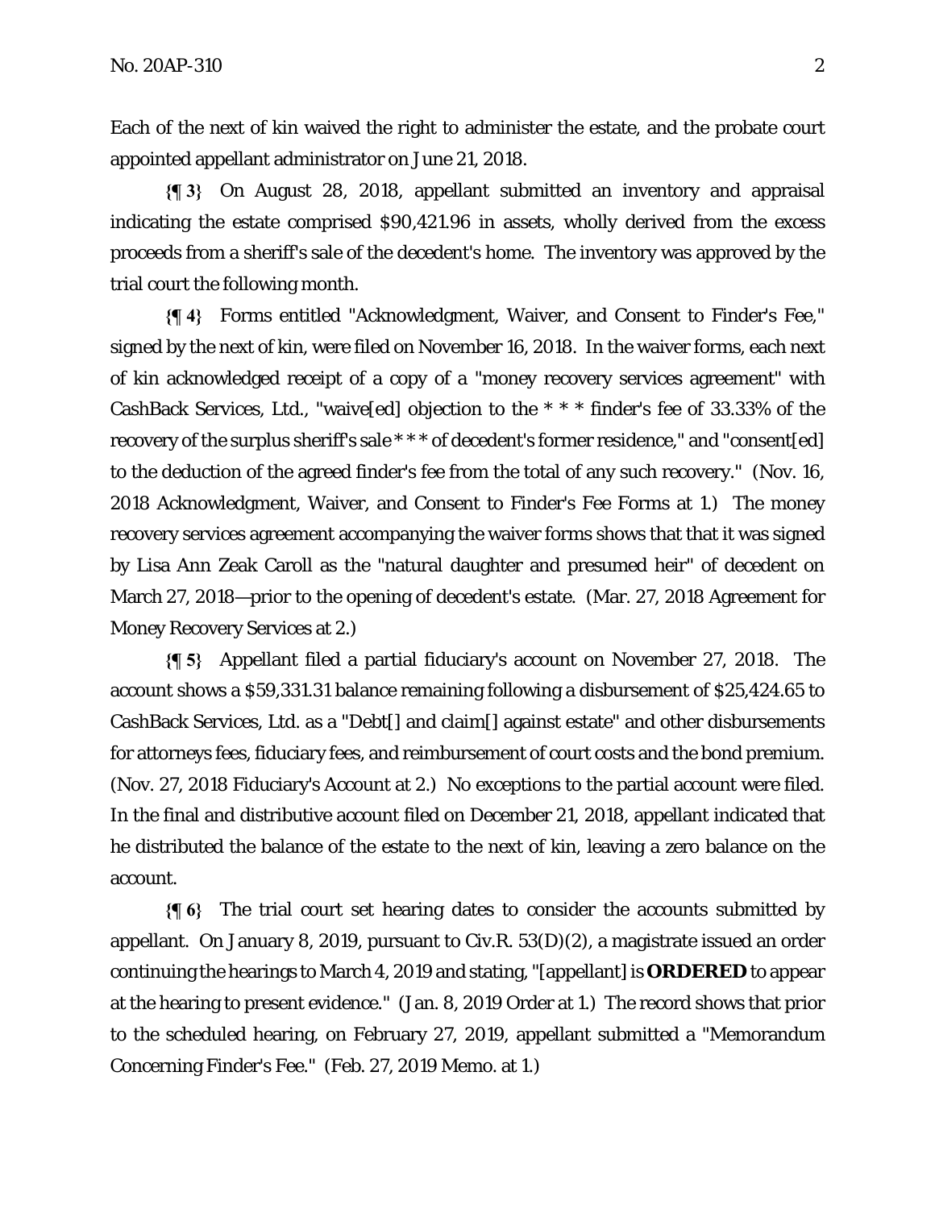Each of the next of kin waived the right to administer the estate, and the probate court appointed appellant administrator on June 21, 2018.

**{¶ 3}** On August 28, 2018, appellant submitted an inventory and appraisal indicating the estate comprised $90,421.96 in assets, wholly derived from the excess proceeds from a sheriff's sale of the decedent's home. The inventory was approved by the trial court the following month.

**{¶ 4}** Forms entitled "Acknowledgment, Waiver, and Consent to Finder's Fee," signed by the next of kin, were filed on November 16, 2018. In the waiver forms, each next of kin acknowledged receipt of a copy of a "money recovery services agreement" with CashBack Services, Ltd., "waive[ed] objection to the * * * finder's fee of 33.33% of the recovery of the surplus sheriff's sale * * * of decedent's former residence," and "consent[ed] to the deduction of the agreed finder's fee from the total of any such recovery." (Nov. 16, 2018 Acknowledgment, Waiver, and Consent to Finder's Fee Forms at 1.) The money recovery services agreement accompanying the waiver forms shows that that it was signed by Lisa Ann Zeak Caroll as the "natural daughter and presumed heir" of decedent on March 27, 2018—prior to the opening of decedent's estate. (Mar. 27, 2018 Agreement for Money Recovery Services at 2.)

**{¶ 5}** Appellant filed a partial fiduciary's account on November 27, 2018. The account shows a $59,331.31 balance remaining following a disbursement of $25,424.65 to CashBack Services, Ltd. as a "Debt[] and claim[] against estate" and other disbursements for attorneys fees, fiduciary fees, and reimbursement of court costs and the bond premium. (Nov. 27, 2018 Fiduciary's Account at 2.) No exceptions to the partial account were filed. In the final and distributive account filed on December 21, 2018, appellant indicated that he distributed the balance of the estate to the next of kin, leaving a zero balance on the account.

**{¶ 6}** The trial court set hearing dates to consider the accounts submitted by appellant. On January 8, 2019, pursuant to Civ.R. 53(D)(2), a magistrate issued an order continuing the hearings to March 4, 2019 and stating, "[appellant] is **ORDERED** to appear at the hearing to present evidence." (Jan. 8, 2019 Order at 1.) The record shows that prior to the scheduled hearing, on February 27, 2019, appellant submitted a "Memorandum Concerning Finder's Fee." (Feb. 27, 2019 Memo. at 1.)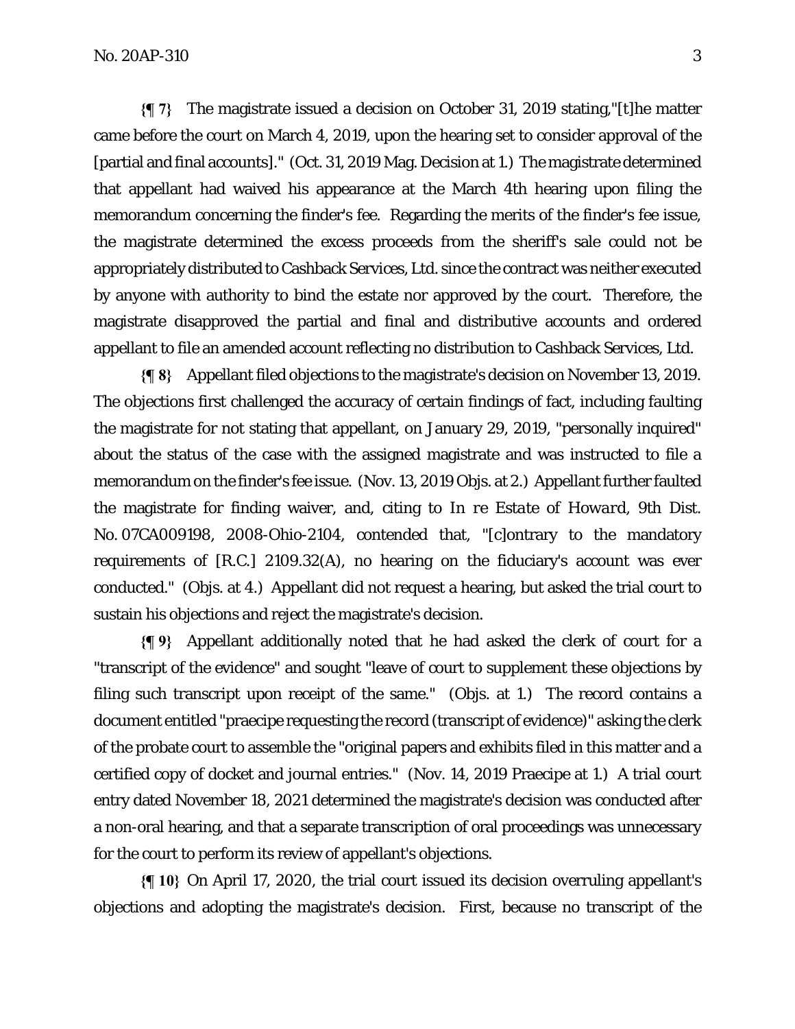**{¶ 7}** The magistrate issued a decision on October 31, 2019 stating,"[t]he matter came before the court on March 4, 2019, upon the hearing set to consider approval of the [partial and final accounts]." (Oct. 31, 2019 Mag. Decision at 1.) The magistrate determined that appellant had waived his appearance at the March 4th hearing upon filing the memorandum concerning the finder's fee. Regarding the merits of the finder's fee issue, the magistrate determined the excess proceeds from the sheriff's sale could not be appropriately distributed to Cashback Services, Ltd. since the contract was neither executed by anyone with authority to bind the estate nor approved by the court. Therefore, the magistrate disapproved the partial and final and distributive accounts and ordered appellant to file an amended account reflecting no distribution to Cashback Services, Ltd.

**{¶ 8}** Appellant filed objections to the magistrate's decision on November 13, 2019. The objections first challenged the accuracy of certain findings of fact, including faulting the magistrate for not stating that appellant, on January 29, 2019, "personally inquired" about the status of the case with the assigned magistrate and was instructed to file a memorandum on the finder's fee issue. (Nov. 13, 2019 Objs. at 2.) Appellant further faulted the magistrate for finding waiver, and, citing to *In re Estate of Howard*, 9th Dist. No. 07CA009198, 2008-Ohio-2104, contended that, "[c]ontrary to the mandatory requirements of [R.C.] 2109.32(A), no hearing on the fiduciary's account was ever conducted." (Objs. at 4.) Appellant did not request a hearing, but asked the trial court to sustain his objections and reject the magistrate's decision.

**{¶ 9}** Appellant additionally noted that he had asked the clerk of court for a "transcript of the evidence" and sought "leave of court to supplement these objections by filing such transcript upon receipt of the same." (Objs. at 1.) The record contains a document entitled "praecipe requesting the record (transcript of evidence)" asking the clerk of the probate court to assemble the "original papers and exhibits filed in this matter and a certified copy of docket and journal entries." (Nov. 14, 2019 Praecipe at 1.) A trial court entry dated November 18, 2021 determined the magistrate's decision was conducted after a non-oral hearing, and that a separate transcription of oral proceedings was unnecessary for the court to perform its review of appellant's objections.

**{¶ 10}** On April 17, 2020, the trial court issued its decision overruling appellant's objections and adopting the magistrate's decision. First, because no transcript of the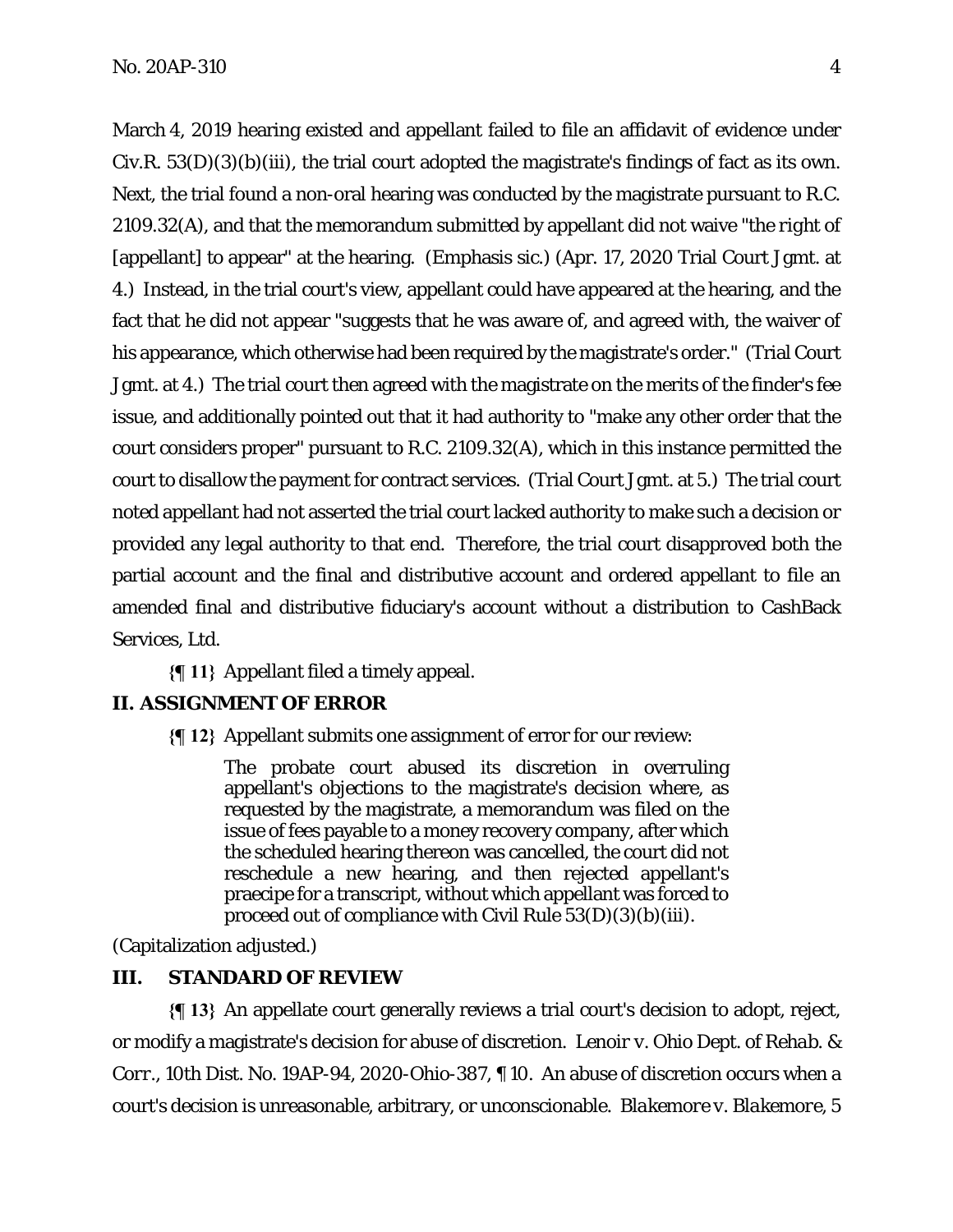March 4, 2019 hearing existed and appellant failed to file an affidavit of evidence under Civ.R. 53(D)(3)(b)(iii), the trial court adopted the magistrate's findings of fact as its own. Next, the trial found a non-oral hearing was conducted by the magistrate pursuant to R.C. 2109.32(A), and that the memorandum submitted by appellant did not waive "the *right* of [appellant] to appear" at the hearing. (Emphasis sic.) (Apr. 17, 2020 Trial Court Jgmt. at 4.) Instead, in the trial court's view, appellant could have appeared at the hearing, and the fact that he did not appear "suggests that he was aware of, and agreed with, the waiver of his appearance, which otherwise had been required by the magistrate's order." (Trial Court Jgmt. at 4.) The trial court then agreed with the magistrate on the merits of the finder's fee issue, and additionally pointed out that it had authority to "make any other order that the court considers proper" pursuant to R.C. 2109.32(A), which in this instance permitted the court to disallow the payment for contract services. (Trial Court Jgmt. at 5.) The trial court noted appellant had not asserted the trial court lacked authority to make such a decision or provided any legal authority to that end. Therefore, the trial court disapproved both the partial account and the final and distributive account and ordered appellant to file an amended final and distributive fiduciary's account without a distribution to CashBack Services, Ltd.

**{¶ 11}** Appellant filed a timely appeal.

## II. ASSIGNMENT OF ERROR

**{¶ 12}** Appellant submits one assignment of error for our review:

> The probate court abused its discretion in overruling appellant's objections to the magistrate's decision where, as requested by the magistrate, a memorandum was filed on the issue of fees payable to a money recovery company, after which the scheduled hearing thereon was cancelled, the court did not reschedule a new hearing, and then rejected appellant's praecipe for a transcript, without which appellant was forced to proceed out of compliance with Civil Rule 53(D)(3)(b)(iii).

(Capitalization adjusted.)

## III. STANDARD OF REVIEW

**{¶ 13}** An appellate court generally reviews a trial court's decision to adopt, reject, or modify a magistrate's decision for abuse of discretion. *Lenoir v. Ohio Dept. of Rehab. & Corr.*, 10th Dist. No. 19AP-94, 2020-Ohio-387, ¶ 10. An abuse of discretion occurs when a court's decision is unreasonable, arbitrary, or unconscionable. *Blakemore v. Blakemore*, 5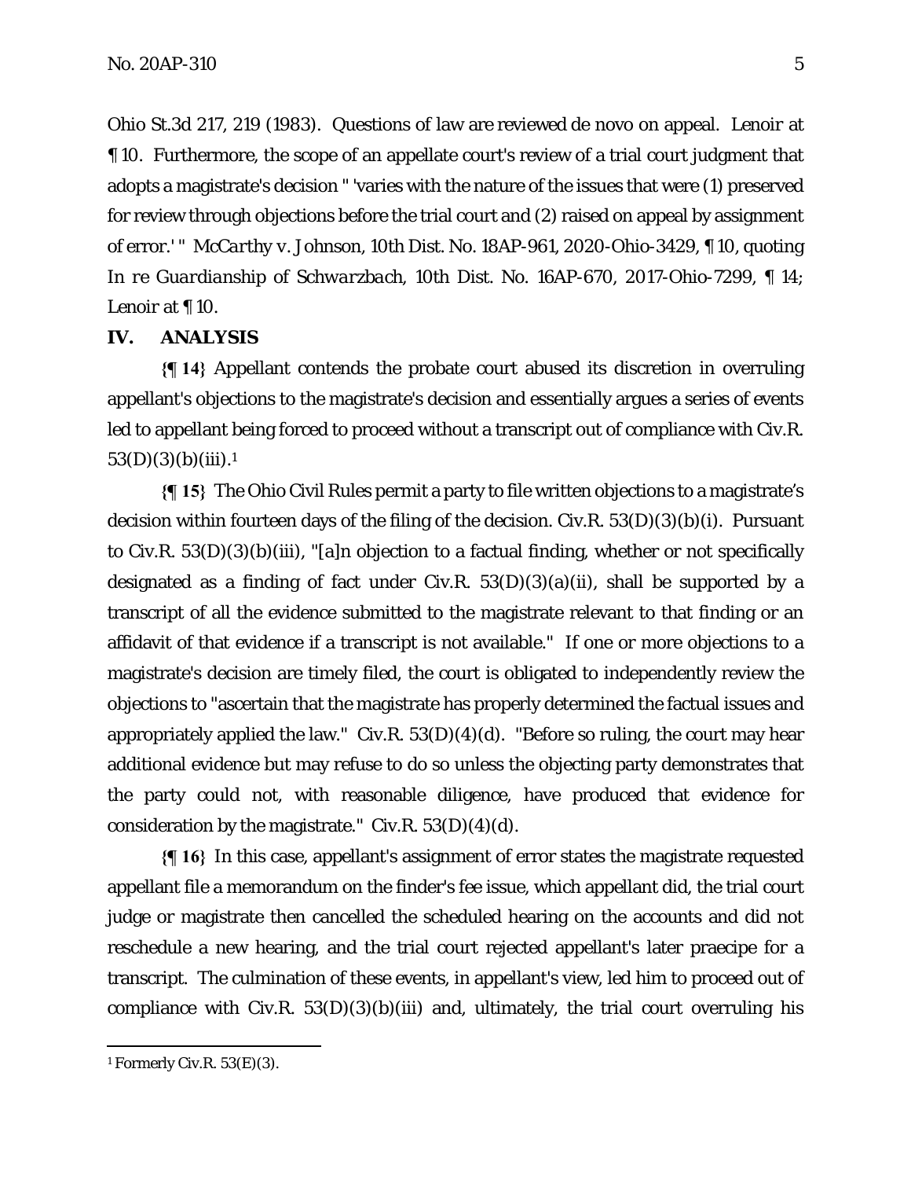Ohio St.3d 217, 219 (1983). Questions of law are reviewed de novo on appeal. *Lenoir* at ¶ 10. Furthermore, the scope of an appellate court's review of a trial court judgment that adopts a magistrate's decision " 'varies with the nature of the issues that were (1) preserved for review through objections before the trial court and (2) raised on appeal by assignment of error.' " *McCarthy v. Johnson*, 10th Dist. No. 18AP-961, 2020-Ohio-3429, ¶ 10, quoting *In re Guardianship of Schwarzbach*, 10th Dist. No. 16AP-670, 2017-Ohio-7299, ¶ 14; *Lenoir* at ¶ 10.

## IV. ANALYSIS

**{¶ 14}** Appellant contends the probate court abused its discretion in overruling appellant's objections to the magistrate's decision and essentially argues a series of events led to appellant being forced to proceed without a transcript out of compliance with Civ.R. 53(D)(3)(b)(iii).[1]

**{¶ 15}** The Ohio Civil Rules permit a party to file written objections to a magistrate's decision within fourteen days of the filing of the decision. Civ.R. 53(D)(3)(b)(i). Pursuant to Civ.R. 53(D)(3)(b)(iii), "[a]n objection to a factual finding, whether or not specifically designated as a finding of fact under Civ.R. 53(D)(3)(a)(ii), shall be supported by a transcript of all the evidence submitted to the magistrate relevant to that finding or an affidavit of that evidence if a transcript is not available." If one or more objections to a magistrate's decision are timely filed, the court is obligated to independently review the objections to "ascertain that the magistrate has properly determined the factual issues and appropriately applied the law." Civ.R. 53(D)(4)(d). "Before so ruling, the court may hear additional evidence but may refuse to do so unless the objecting party demonstrates that the party could not, with reasonable diligence, have produced that evidence for consideration by the magistrate." Civ.R. 53(D)(4)(d).

**{¶ 16}** In this case, appellant's assignment of error states the magistrate requested appellant file a memorandum on the finder's fee issue, which appellant did, the trial court judge or magistrate then cancelled the scheduled hearing on the accounts and did not reschedule a new hearing, and the trial court rejected appellant's later praecipe for a transcript. The culmination of these events, in appellant's view, led him to proceed out of compliance with Civ.R. 53(D)(3)(b)(iii) and, ultimately, the trial court overruling his

---

[1] Formerly Civ.R. 53(E)(3).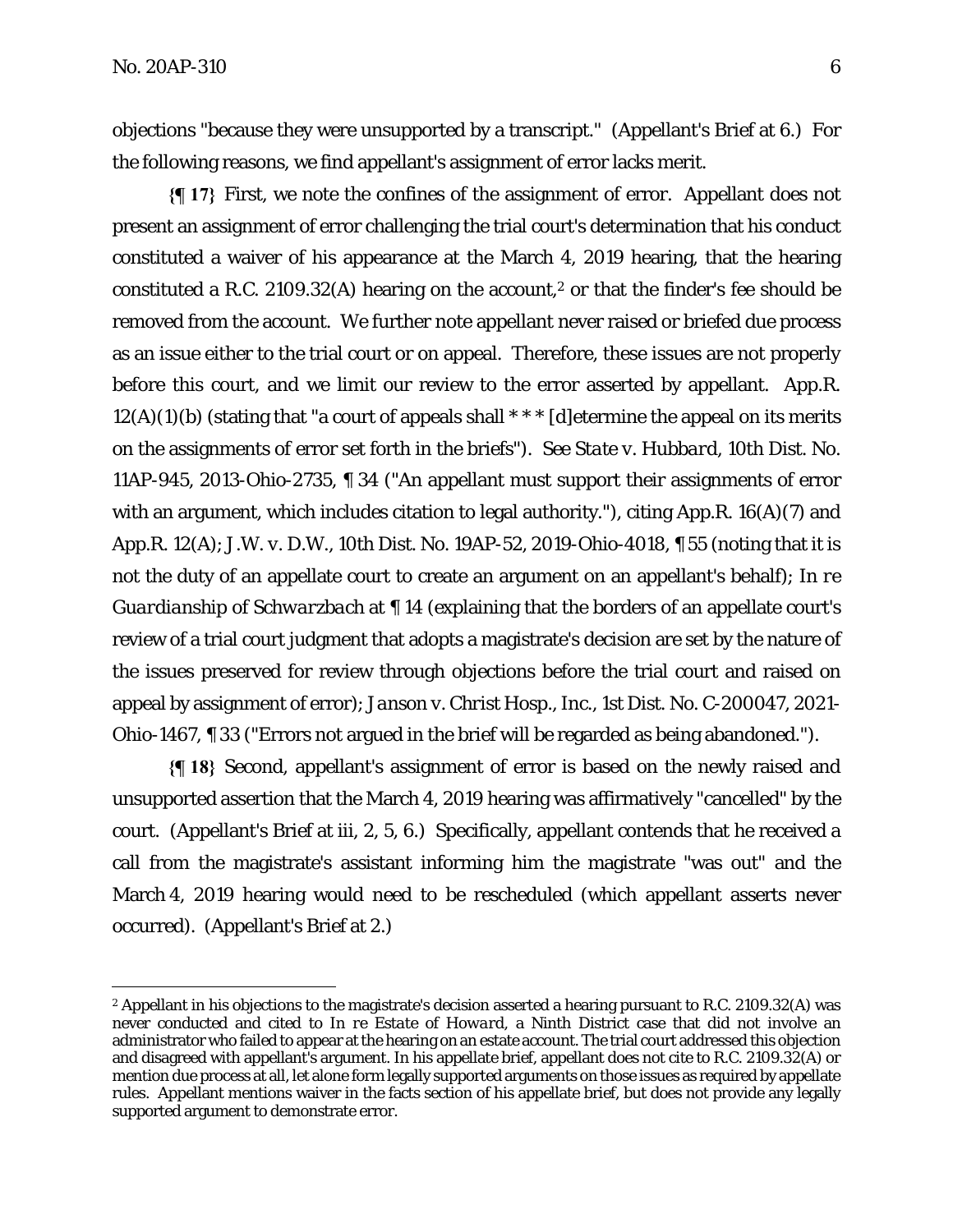objections "because they were unsupported by a transcript." (Appellant's Brief at 6.) For the following reasons, we find appellant's assignment of error lacks merit.

**{¶ 17}** First, we note the confines of the assignment of error. Appellant does not present an assignment of error challenging the trial court's determination that his conduct constituted a waiver of his appearance at the March 4, 2019 hearing, that the hearing constituted a R.C. 2109.32(A) hearing on the account,[2] or that the finder's fee should be removed from the account. We further note appellant never raised or briefed due process as an issue either to the trial court or on appeal. Therefore, these issues are not properly before this court, and we limit our review to the error asserted by appellant. App.R. 12(A)(1)(b) (stating that "a court of appeals shall * * * [d]etermine the appeal on its merits on the assignments of error set forth in the briefs"). *See State v. Hubbard*, 10th Dist. No. 11AP-945, 2013-Ohio-2735, ¶ 34 ("An appellant must support their assignments of error with an argument, which includes citation to legal authority."), citing App.R. 16(A)(7) and App.R. 12(A); *J.W. v. D.W.*, 10th Dist. No. 19AP-52, 2019-Ohio-4018, ¶ 55 (noting that it is not the duty of an appellate court to create an argument on an appellant's behalf); *In re Guardianship of Schwarzbach* at ¶ 14 (explaining that the borders of an appellate court's review of a trial court judgment that adopts a magistrate's decision are set by the nature of the issues preserved for review through objections before the trial court and raised on appeal by assignment of error); *Janson v. Christ Hosp., Inc.*, 1st Dist. No. C-200047, 2021-Ohio-1467, ¶ 33 ("Errors not argued in the brief will be regarded as being abandoned.").

**{¶ 18}** Second, appellant's assignment of error is based on the newly raised and unsupported assertion that the March 4, 2019 hearing was affirmatively "cancelled" by the court. (Appellant's Brief at iii, 2, 5, 6.) Specifically, appellant contends that he received a call from the magistrate's assistant informing him the magistrate "was out" and the March 4, 2019 hearing would need to be rescheduled (which appellant asserts never occurred). (Appellant's Brief at 2.)

---

[2] Appellant in his objections to the magistrate's decision asserted a hearing pursuant to R.C. 2109.32(A) was never conducted and cited to *In re Estate of Howard*, a Ninth District case that did not involve an administrator who failed to appear at the hearing on an estate account. The trial court addressed this objection and disagreed with appellant's argument. In his appellate brief, appellant does not cite to R.C. 2109.32(A) or mention due process at all, let alone form legally supported arguments on those issues as required by appellate rules. Appellant mentions waiver in the facts section of his appellate brief, but does not provide any legally supported argument to demonstrate error.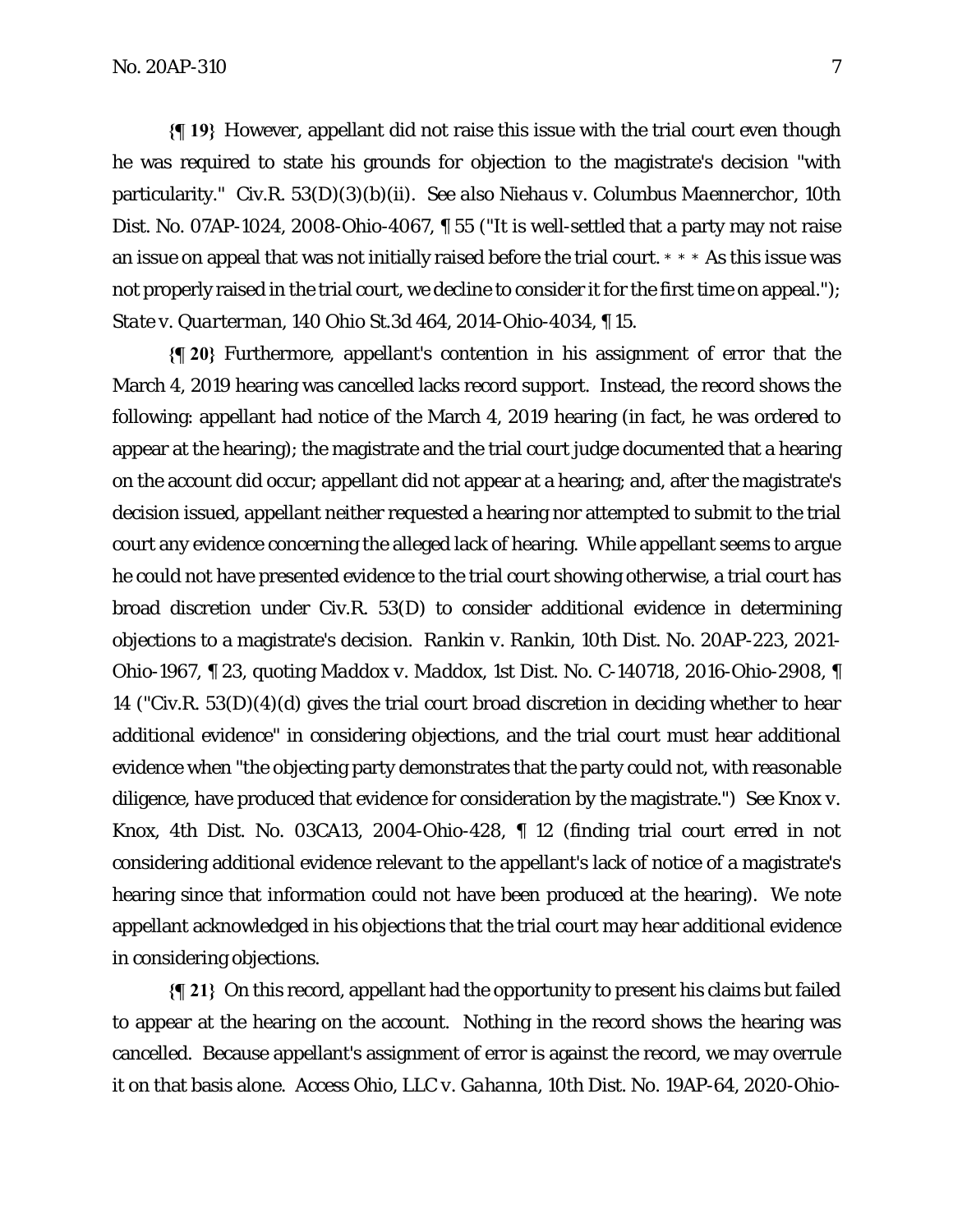**{¶ 19}** However, appellant did not raise this issue with the trial court even though he was required to state his grounds for objection to the magistrate's decision "with particularity." Civ.R. 53(D)(3)(b)(ii). *See also Niehaus v. Columbus Maennerchor*, 10th Dist. No. 07AP-1024, 2008-Ohio-4067, ¶ 55 ("It is well-settled that a party may not raise an issue on appeal that was not initially raised before the trial court. * * * As this issue was not properly raised in the trial court, we decline to consider it for the first time on appeal."); *State v. Quarterman*, 140 Ohio St.3d 464, 2014-Ohio-4034, ¶ 15.

**{¶ 20}** Furthermore, appellant's contention in his assignment of error that the March 4, 2019 hearing was cancelled lacks record support. Instead, the record shows the following: appellant had notice of the March 4, 2019 hearing (in fact, he was ordered to appear at the hearing); the magistrate and the trial court judge documented that a hearing on the account did occur; appellant did not appear at a hearing; and, after the magistrate's decision issued, appellant neither requested a hearing nor attempted to submit to the trial court any evidence concerning the alleged lack of hearing. While appellant seems to argue he could not have presented evidence to the trial court showing otherwise, a trial court has broad discretion under Civ.R. 53(D) to consider additional evidence in determining objections to a magistrate's decision. *Rankin v. Rankin*, 10th Dist. No. 20AP-223, 2021-Ohio-1967, ¶ 23, quoting *Maddox v. Maddox*, 1st Dist. No. C-140718, 2016-Ohio-2908, ¶ 14 ("Civ.R. 53(D)(4)(d) gives the trial court broad discretion in deciding whether to hear additional evidence" in considering objections, and the trial court must hear additional evidence when "the objecting party demonstrates that the party could not, with reasonable diligence, have produced that evidence for consideration by the magistrate.") *See Knox v. Knox*, 4th Dist. No. 03CA13, 2004-Ohio-428, ¶ 12 (finding trial court erred in not considering additional evidence relevant to the appellant's lack of notice of a magistrate's hearing since that information could not have been produced at the hearing). We note appellant acknowledged in his objections that the trial court may hear additional evidence in considering objections.

**{¶ 21}** On this record, appellant had the opportunity to present his claims but failed to appear at the hearing on the account. Nothing in the record shows the hearing was cancelled. Because appellant's assignment of error is against the record, we may overrule it on that basis alone. *Access Ohio, LLC v. Gahanna*, 10th Dist. No. 19AP-64, 2020-Ohio-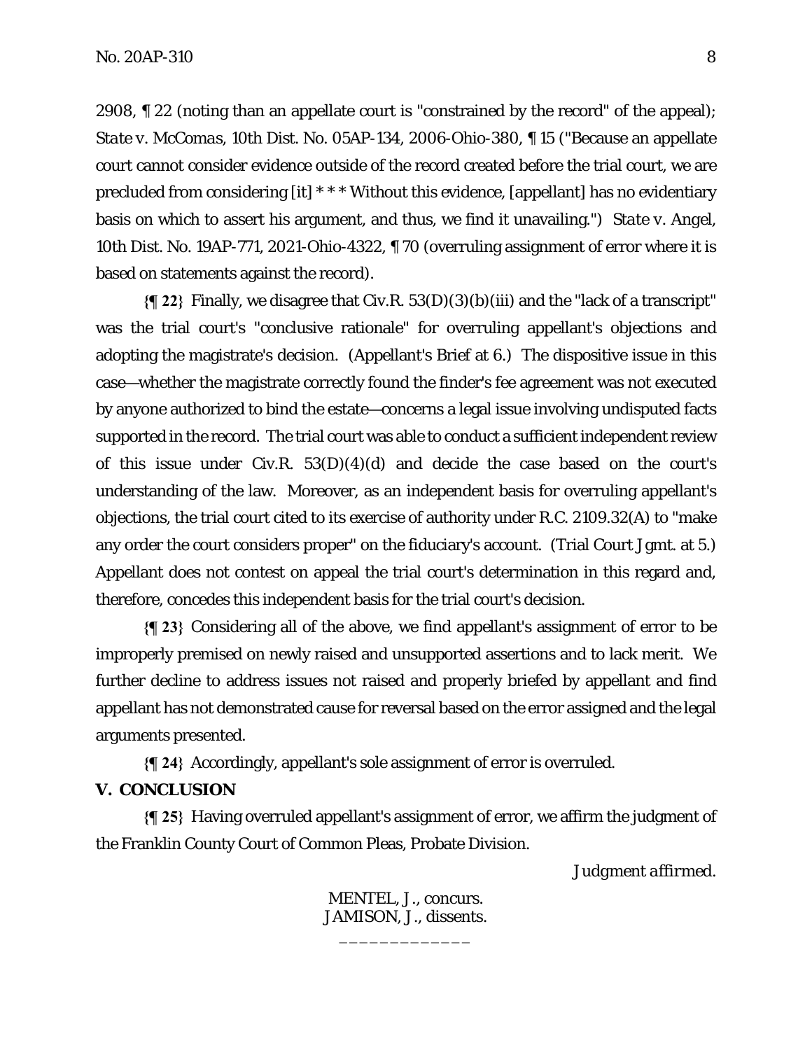2908, ¶ 22 (noting than an appellate court is "constrained by the record" of the appeal); *State v. McComas*, 10th Dist. No. 05AP-134, 2006-Ohio-380, ¶ 15 ("Because an appellate court cannot consider evidence outside of the record created before the trial court, we are precluded from considering [it] * * * Without this evidence, [appellant] has no evidentiary basis on which to assert his argument, and thus, we find it unavailing.") *State v. Angel*, 10th Dist. No. 19AP-771, 2021-Ohio-4322, ¶ 70 (overruling assignment of error where it is based on statements against the record).

**{¶ 22}** Finally, we disagree that Civ.R. 53(D)(3)(b)(iii) and the "lack of a transcript" was the trial court's "conclusive rationale" for overruling appellant's objections and adopting the magistrate's decision. (Appellant's Brief at 6.) The dispositive issue in this case—whether the magistrate correctly found the finder's fee agreement was not executed by anyone authorized to bind the estate—concerns a legal issue involving undisputed facts supported in the record. The trial court was able to conduct a sufficient independent review of this issue under Civ.R. 53(D)(4)(d) and decide the case based on the court's understanding of the law. Moreover, as an independent basis for overruling appellant's objections, the trial court cited to its exercise of authority under R.C. 2109.32(A) to "make any order the court considers proper" on the fiduciary's account. (Trial Court Jgmt. at 5.) Appellant does not contest on appeal the trial court's determination in this regard and, therefore, concedes this independent basis for the trial court's decision.

**{¶ 23}** Considering all of the above, we find appellant's assignment of error to be improperly premised on newly raised and unsupported assertions and to lack merit. We further decline to address issues not raised and properly briefed by appellant and find appellant has not demonstrated cause for reversal based on the error assigned and the legal arguments presented.

**{¶ 24}** Accordingly, appellant's sole assignment of error is overruled.

## V. CONCLUSION

**{¶ 25}** Having overruled appellant's assignment of error, we affirm the judgment of the Franklin County Court of Common Pleas, Probate Division.

*Judgment affirmed.*

MENTEL, J., concurs.
JAMISON, J., dissents.

\_\_\_\_\_\_\_\_\_\_\_\_\_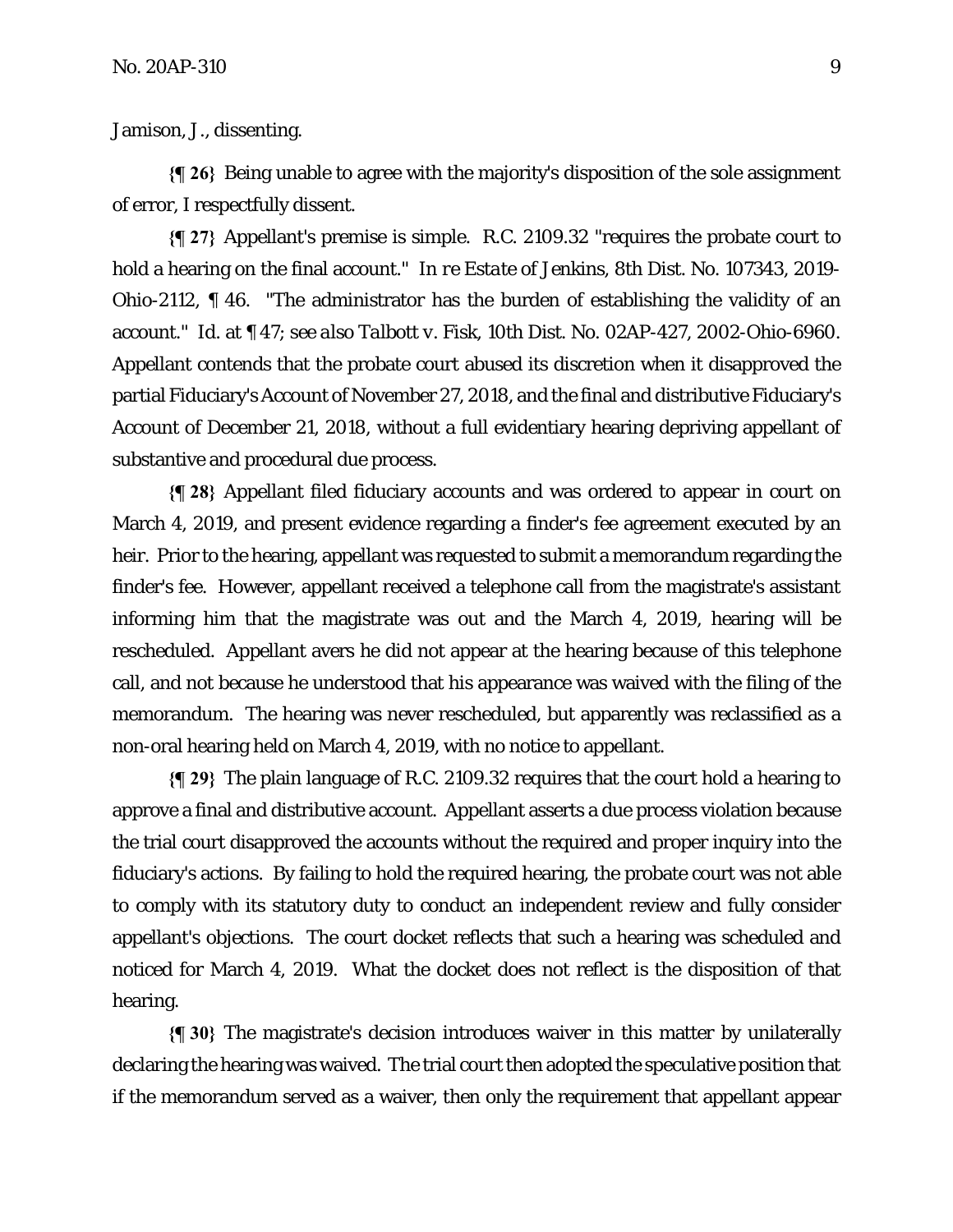Jamison, J., dissenting.

**{¶ 26}** Being unable to agree with the majority's disposition of the sole assignment of error, I respectfully dissent.

**{¶ 27}** Appellant's premise is simple. R.C. 2109.32 "requires the probate court to hold a hearing on the final account." *In re Estate of Jenkins*, 8th Dist. No. 107343, 2019-Ohio-2112, ¶ 46. "The administrator has the burden of establishing the validity of an account." *Id.* at ¶ 47; *see also Talbott v. Fisk*, 10th Dist. No. 02AP-427, 2002-Ohio-6960. Appellant contends that the probate court abused its discretion when it disapproved the partial Fiduciary's Account of November 27, 2018, and the final and distributive Fiduciary's Account of December 21, 2018, without a full evidentiary hearing depriving appellant of substantive and procedural due process.

**{¶ 28}** Appellant filed fiduciary accounts and was ordered to appear in court on March 4, 2019, and present evidence regarding a finder's fee agreement executed by an heir. Prior to the hearing, appellant was requested to submit a memorandum regarding the finder's fee. However, appellant received a telephone call from the magistrate's assistant informing him that the magistrate was out and the March 4, 2019, hearing will be rescheduled. Appellant avers he did not appear at the hearing because of this telephone call, and not because he understood that his appearance was waived with the filing of the memorandum. The hearing was never rescheduled, but apparently was reclassified as a non-oral hearing held on March 4, 2019, with no notice to appellant.

**{¶ 29}** The plain language of R.C. 2109.32 requires that the court hold a hearing to approve a final and distributive account. Appellant asserts a due process violation because the trial court disapproved the accounts without the required and proper inquiry into the fiduciary's actions. By failing to hold the required hearing, the probate court was not able to comply with its statutory duty to conduct an independent review and fully consider appellant's objections. The court docket reflects that such a hearing was scheduled and noticed for March 4, 2019. What the docket does not reflect is the disposition of that hearing.

**{¶ 30}** The magistrate's decision introduces waiver in this matter by unilaterally declaring the hearing was waived. The trial court then adopted the speculative position that if the memorandum served as a waiver, then only the requirement that appellant appear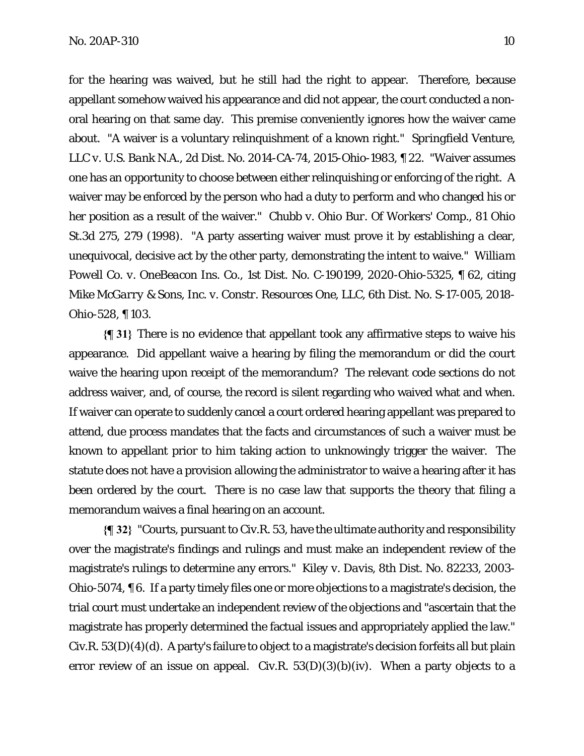for the hearing was waived, but he still had the right to appear. Therefore, because appellant somehow waived his appearance and did not appear, the court conducted a non-oral hearing on that same day. This premise conveniently ignores how the waiver came about. "A waiver is a voluntary relinquishment of a known right." *Springfield Venture, LLC v. U.S. Bank N.A.*, 2d Dist. No. 2014-CA-74, 2015-Ohio-1983, ¶ 22. "Waiver assumes one has an opportunity to choose between either relinquishing or enforcing of the right. A waiver may be enforced by the person who had a duty to perform and who changed his or her position as a result of the waiver." *Chubb v. Ohio Bur. Of Workers' Comp.*, 81 Ohio St.3d 275, 279 (1998). "A party asserting waiver must prove it by establishing a clear, unequivocal, decisive act by the other party, demonstrating the intent to waive." *William Powell Co. v. OneBeacon Ins. Co.*, 1st Dist. No. C-190199, 2020-Ohio-5325, ¶ 62, citing *Mike McGarry & Sons, Inc. v. Constr. Resources One, LLC*, 6th Dist. No. S-17-005, 2018-Ohio-528, ¶ 103.

**{¶ 31}** There is no evidence that appellant took any affirmative steps to waive his appearance. Did appellant waive a hearing by filing the memorandum or did the court waive the hearing upon receipt of the memorandum? The relevant code sections do not address waiver, and, of course, the record is silent regarding who waived what and when. If waiver can operate to suddenly cancel a court ordered hearing appellant was prepared to attend, due process mandates that the facts and circumstances of such a waiver must be known to appellant prior to him taking action to unknowingly trigger the waiver. The statute does not have a provision allowing the administrator to waive a hearing after it has been ordered by the court. There is no case law that supports the theory that filing a memorandum waives a final hearing on an account.

**{¶ 32}** "Courts, pursuant to Civ.R. 53, have the ultimate authority and responsibility over the magistrate's findings and rulings and must make an independent review of the magistrate's rulings to determine any errors." *Kiley v. Davis*, 8th Dist. No. 82233, 2003-Ohio-5074, ¶ 6. If a party timely files one or more objections to a magistrate's decision, the trial court must undertake an independent review of the objections and "ascertain that the magistrate has properly determined the factual issues and appropriately applied the law." Civ.R. 53(D)(4)(d). A party's failure to object to a magistrate's decision forfeits all but plain error review of an issue on appeal. Civ.R. 53(D)(3)(b)(iv). When a party objects to a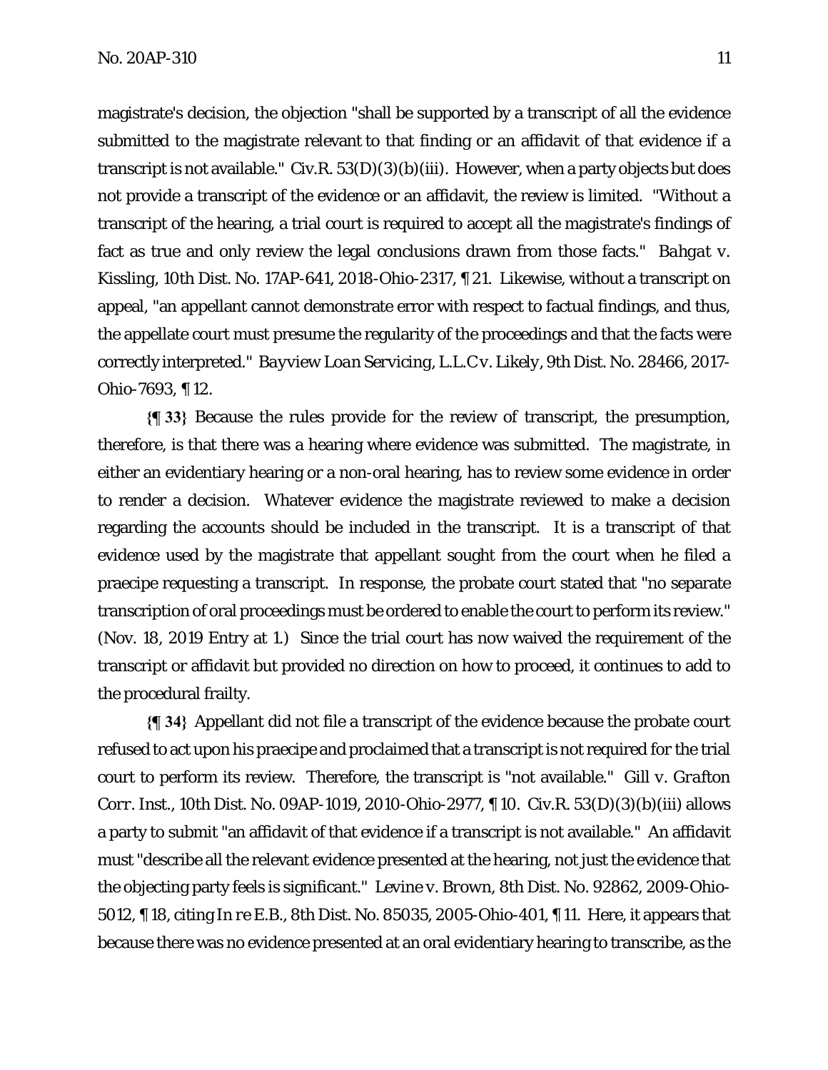magistrate's decision, the objection "shall be supported by a transcript of all the evidence submitted to the magistrate relevant to that finding or an affidavit of that evidence if a transcript is not available." Civ.R. 53(D)(3)(b)(iii). However, when a party objects but does not provide a transcript of the evidence or an affidavit, the review is limited. "Without a transcript of the hearing, a trial court is required to accept all the magistrate's findings of fact as true and only review the legal conclusions drawn from those facts." *Bahgat v. Kissling*, 10th Dist. No. 17AP-641, 2018-Ohio-2317, ¶ 21. Likewise, without a transcript on appeal, "an appellant cannot demonstrate error with respect to factual findings, and thus, the appellate court must presume the regularity of the proceedings and that the facts were correctly interpreted." *Bayview Loan Servicing, L.L.C v. Likely*, 9th Dist. No. 28466, 2017-Ohio-7693, ¶ 12.

**{¶ 33}** Because the rules provide for the review of transcript, the presumption, therefore, is that there was a hearing where evidence was submitted. The magistrate, in either an evidentiary hearing or a non-oral hearing, has to review some evidence in order to render a decision. Whatever evidence the magistrate reviewed to make a decision regarding the accounts should be included in the transcript. It is a transcript of that evidence used by the magistrate that appellant sought from the court when he filed a praecipe requesting a transcript. In response, the probate court stated that "no separate transcription of oral proceedings must be ordered to enable the court to perform its review." (Nov. 18, 2019 Entry at 1.) Since the trial court has now waived the requirement of the transcript or affidavit but provided no direction on how to proceed, it continues to add to the procedural frailty.

**{¶ 34}** Appellant did not file a transcript of the evidence because the probate court refused to act upon his praecipe and proclaimed that a transcript is not required for the trial court to perform its review. Therefore, the transcript is "not available." *Gill v. Grafton Corr. Inst.*, 10th Dist. No. 09AP-1019, 2010-Ohio-2977, ¶ 10. Civ.R. 53(D)(3)(b)(iii) allows a party to submit "an affidavit of that evidence if a transcript is not available." An affidavit must "describe all the relevant evidence presented at the hearing, not just the evidence that the objecting party feels is significant." *Levine v. Brown*, 8th Dist. No. 92862, 2009-Ohio-5012, ¶ 18, citing *In re E.B.*, 8th Dist. No. 85035, 2005-Ohio-401, ¶ 11. Here, it appears that because there was no evidence presented at an oral evidentiary hearing to transcribe, as the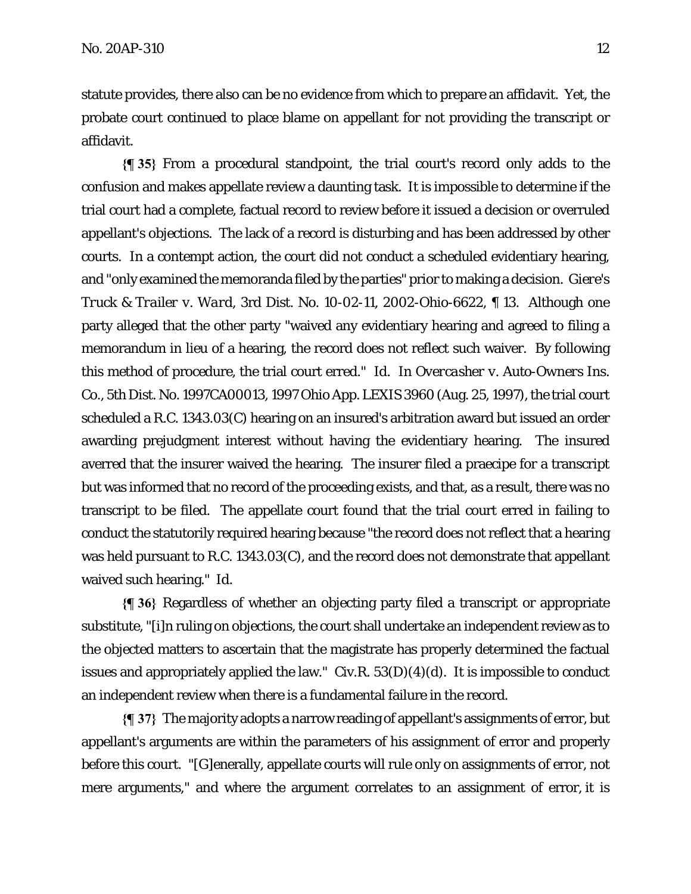statute provides, there also can be no evidence from which to prepare an affidavit. Yet, the probate court continued to place blame on appellant for not providing the transcript or affidavit.

**{¶ 35}** From a procedural standpoint, the trial court's record only adds to the confusion and makes appellate review a daunting task. It is impossible to determine if the trial court had a complete, factual record to review before it issued a decision or overruled appellant's objections. The lack of a record is disturbing and has been addressed by other courts. In a contempt action, the court did not conduct a scheduled evidentiary hearing, and "only examined the memoranda filed by the parties" prior to making a decision. *Giere's Truck & Trailer v. Ward*, 3rd Dist. No. 10-02-11, 2002-Ohio-6622, ¶ 13. Although one party alleged that the other party "waived any evidentiary hearing and agreed to filing a memorandum in lieu of a hearing, the record does not reflect such waiver. By following this method of procedure, the trial court erred." *Id.* In *Overcasher v. Auto-Owners Ins. Co.*, 5th Dist. No. 1997CA00013, 1997 Ohio App. LEXIS 3960 (Aug. 25, 1997), the trial court scheduled a R.C. 1343.03(C) hearing on an insured's arbitration award but issued an order awarding prejudgment interest without having the evidentiary hearing. The insured averred that the insurer waived the hearing. The insurer filed a praecipe for a transcript but was informed that no record of the proceeding exists, and that, as a result, there was no transcript to be filed. The appellate court found that the trial court erred in failing to conduct the statutorily required hearing because "the record does not reflect that a hearing was held pursuant to R.C. 1343.03(C), and the record does not demonstrate that appellant waived such hearing." *Id.*

**{¶ 36}** Regardless of whether an objecting party filed a transcript or appropriate substitute, "[i]n ruling on objections, the court shall undertake an independent review as to the objected matters to ascertain that the magistrate has properly determined the factual issues and appropriately applied the law." Civ.R. 53(D)(4)(d). It is impossible to conduct an independent review when there is a fundamental failure in the record.

**{¶ 37}** The majority adopts a narrow reading of appellant's assignments of error, but appellant's arguments are within the parameters of his assignment of error and properly before this court. "[G]enerally, appellate courts will rule only on assignments of error, not mere arguments," and where the argument correlates to an assignment of error, it is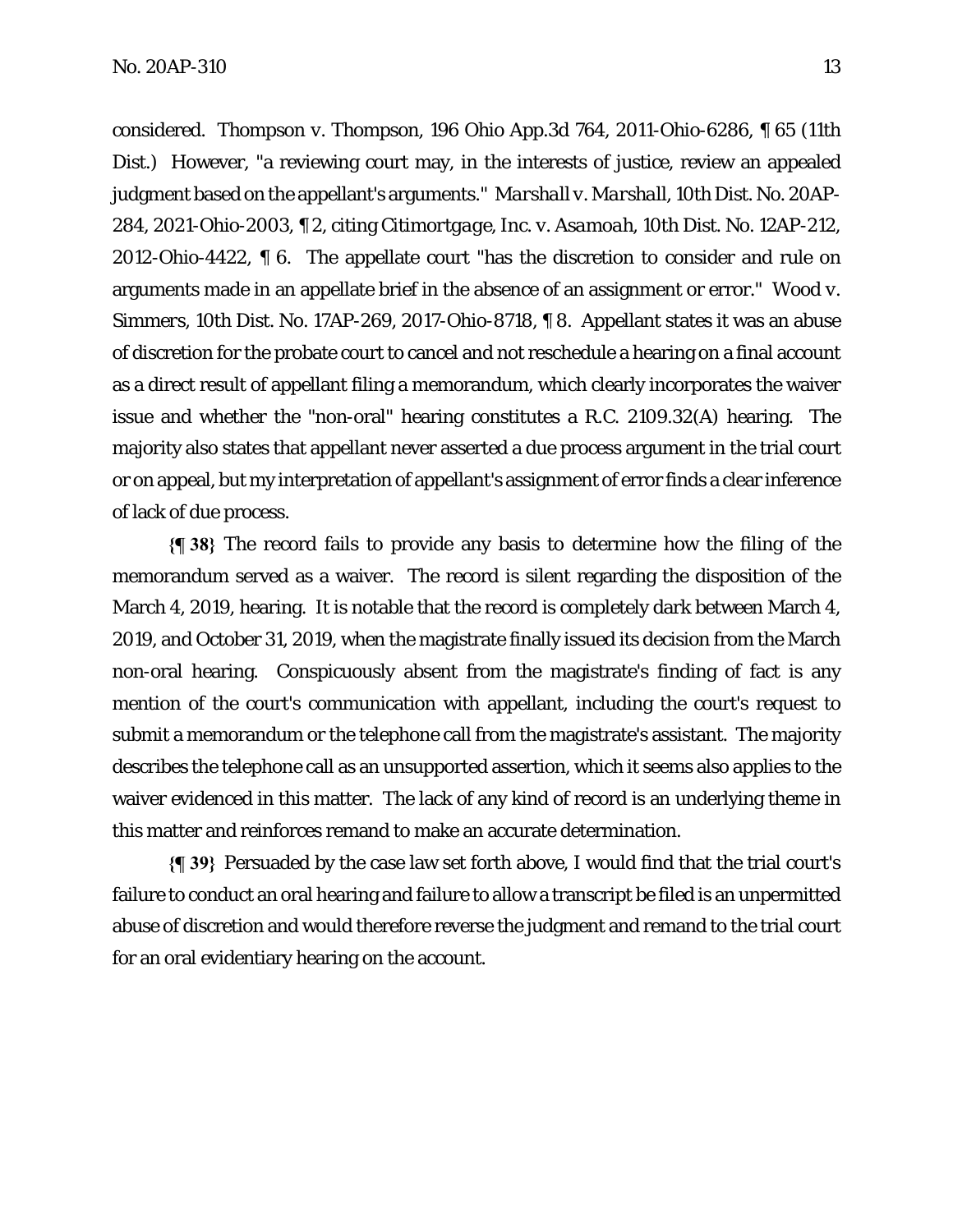considered. Thompson v. Thompson, 196 Ohio App.3d 764, 2011-Ohio-6286, ¶ 65 (11th Dist.) However, "a reviewing court may, in the interests of justice, review an appealed judgment based on the appellant's arguments." *Marshall v. Marshall*, 10th Dist. No. 20AP-284, 2021-Ohio-2003, ¶ 2, citing *Citimortgage, Inc. v. Asamoah*, 10th Dist. No. 12AP-212, 2012-Ohio-4422, ¶ 6. The appellate court "has the discretion to consider and rule on arguments made in an appellate brief in the absence of an assignment or error." Wood v. Simmers, 10th Dist. No. 17AP-269, 2017-Ohio-8718, ¶ 8. Appellant states it was an abuse of discretion for the probate court to cancel and not reschedule a hearing on a final account as a direct result of appellant filing a memorandum, which clearly incorporates the waiver issue and whether the "non-oral" hearing constitutes a R.C. 2109.32(A) hearing. The majority also states that appellant never asserted a due process argument in the trial court or on appeal, but my interpretation of appellant's assignment of error finds a clear inference of lack of due process.

**{¶ 38}** The record fails to provide any basis to determine how the filing of the memorandum served as a waiver. The record is silent regarding the disposition of the March 4, 2019, hearing. It is notable that the record is completely dark between March 4, 2019, and October 31, 2019, when the magistrate finally issued its decision from the March non-oral hearing. Conspicuously absent from the magistrate's finding of fact is any mention of the court's communication with appellant, including the court's request to submit a memorandum or the telephone call from the magistrate's assistant. The majority describes the telephone call as an unsupported assertion, which it seems also applies to the waiver evidenced in this matter. The lack of any kind of record is an underlying theme in this matter and reinforces remand to make an accurate determination.

**{¶ 39}** Persuaded by the case law set forth above, I would find that the trial court's failure to conduct an oral hearing and failure to allow a transcript be filed is an unpermitted abuse of discretion and would therefore reverse the judgment and remand to the trial court for an oral evidentiary hearing on the account.